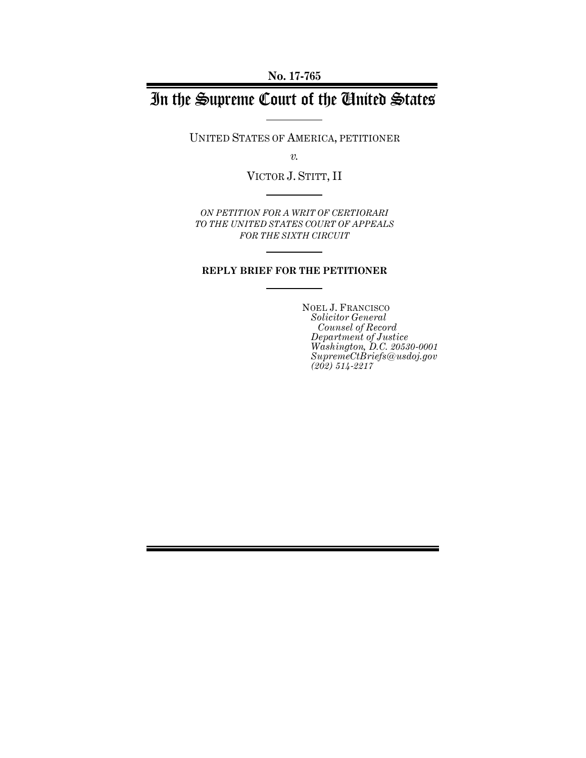No. 17-765

# In the Supreme Court of the United States

UNITED STATES OF AMERICA, PETITIONER

*v.*

VICTOR J. STITT, II

*ON PETITION FOR A WRIT OF CERTIORARI TO THE UNITED STATES COURT OF APPEALS FOR THE SIXTH CIRCUIT*

**REPLY BRIEF FOR THE PETITIONER**

NOEL J. FRANCISCO
*Solicitor General*
*Counsel of Record*
*Department of Justice*
*Washington, D.C. 20530-0001*
*SupremeCtBriefs@usdoj.gov*
*(202) 514-2217*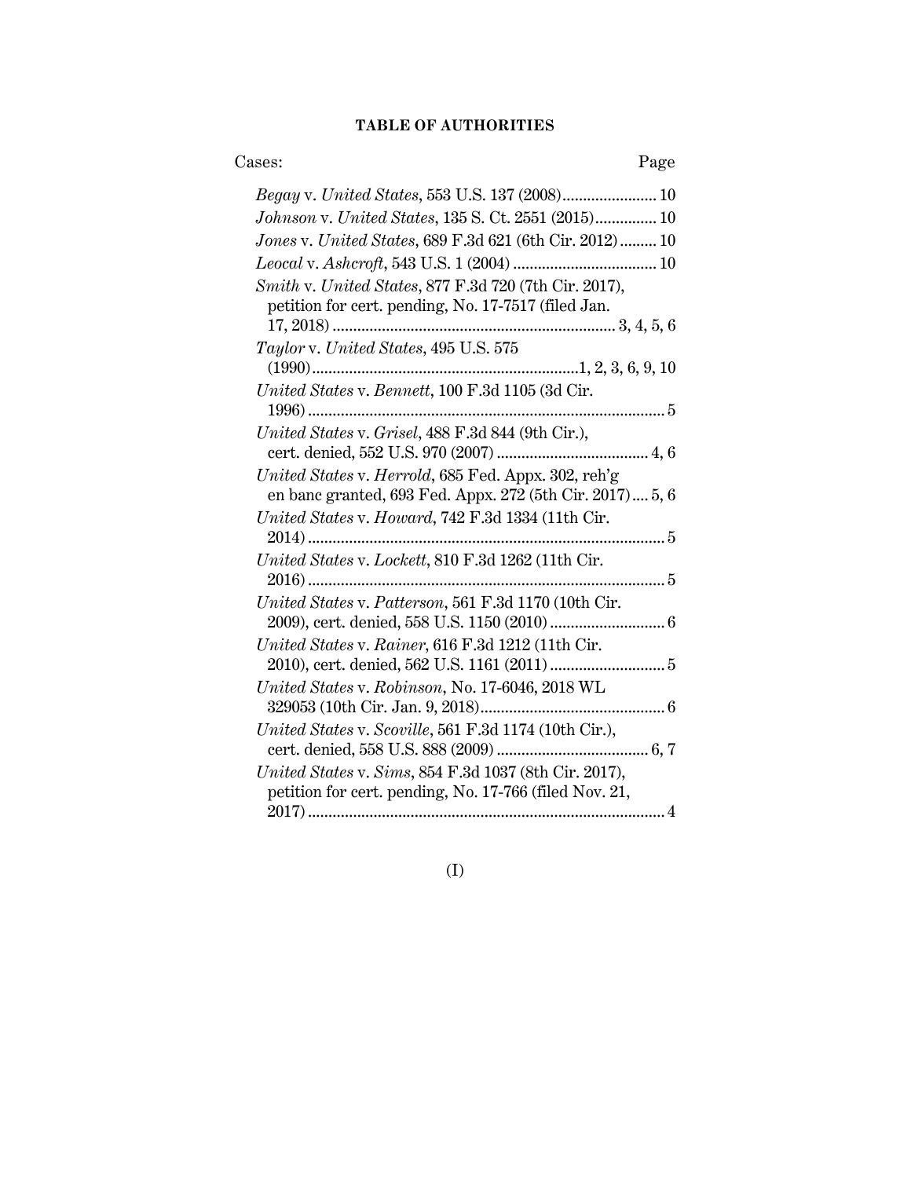## TABLE OF AUTHORITIES

Cases: Page

*Begay* v. *United States*, 553 U.S. 137 (2008) ....................... 10

*Johnson* v. *United States*, 135 S. Ct. 2551 (2015) ............... 10

*Jones* v. *United States*, 689 F.3d 621 (6th Cir. 2012) ......... 10

*Leocal* v. *Ashcroft*, 543 U.S. 1 (2004) ................................... 10

*Smith* v. *United States*, 877 F.3d 720 (7th Cir. 2017), petition for cert. pending, No. 17-7517 (filed Jan. 17, 2018) ..................................................................... 3, 4, 5, 6

*Taylor* v. *United States*, 495 U.S. 575 (1990) .................................................................1, 2, 3, 6, 9, 10

*United States* v. *Bennett*, 100 F.3d 1105 (3d Cir. 1996) ........................................................................................ 5

*United States* v. *Grisel*, 488 F.3d 844 (9th Cir.), cert. denied, 552 U.S. 970 (2007) ..................................... 4, 6

*United States* v. *Herrold*, 685 Fed. Appx. 302, reh'g en banc granted, 693 Fed. Appx. 272 (5th Cir. 2017) .... 5, 6

*United States* v. *Howard*, 742 F.3d 1334 (11th Cir. 2014) ........................................................................................ 5

*United States* v. *Lockett*, 810 F.3d 1262 (11th Cir. 2016) ........................................................................................ 5

*United States* v. *Patterson*, 561 F.3d 1170 (10th Cir. 2009), cert. denied, 558 U.S. 1150 (2010) ............................ 6

*United States* v. *Rainer*, 616 F.3d 1212 (11th Cir. 2010), cert. denied, 562 U.S. 1161 (2011) ............................ 5

*United States* v. *Robinson*, No. 17-6046, 2018 WL 329053 (10th Cir. Jan. 9, 2018)............................................ 6

*United States* v. *Scoville*, 561 F.3d 1174 (10th Cir.), cert. denied, 558 U.S. 888 (2009) ..................................... 6, 7

*United States* v. *Sims*, 854 F.3d 1037 (8th Cir. 2017), petition for cert. pending, No. 17-766 (filed Nov. 21, 2017) ....................................................................................... 4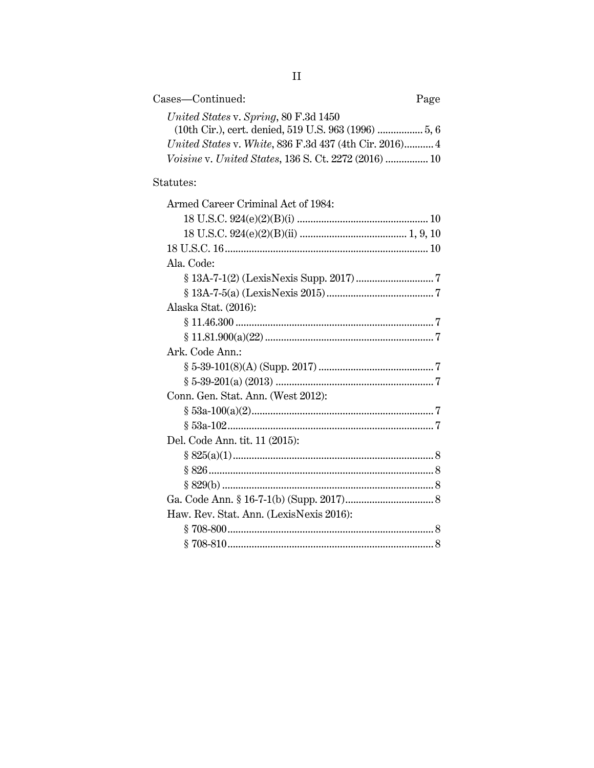Cases—Continued: Page

*United States* v. *Spring*, 80 F.3d 1450 (10th Cir.), cert. denied, 519 U.S. 963 (1996) ................. 5, 6

*United States* v. *White*, 836 F.3d 437 (4th Cir. 2016)........... 4

*Voisine* v. *United States*, 136 S. Ct. 2272 (2016) ................ 10

Statutes:

Armed Career Criminal Act of 1984:

- 18 U.S.C. 924(e)(2)(B)(i) ................................................ 10
- 18 U.S.C. 924(e)(2)(B)(ii) ....................................... 1, 9, 10

18 U.S.C. 16 ........................................................................... 10

Ala. Code:

- § 13A-7-1(2) (LexisNexis Supp. 2017) ............................ 7
- § 13A-7-5(a) (LexisNexis 2015) ........................................ 7

Alaska Stat. (2016):

- § 11.46.300 .......................................................................... 7
- § 11.81.900(a)(22) .............................................................. 7

Ark. Code Ann.:

- § 5-39-101(8)(A) (Supp. 2017) .......................................... 7
- § 5-39-201(a) (2013) .......................................................... 7

Conn. Gen. Stat. Ann. (West 2012):

- § 53a-100(a)(2) ................................................................... 7
- § 53a-102 ............................................................................ 7

Del. Code Ann. tit. 11 (2015):

- § 825(a)(1) .......................................................................... 8
- § 826 ................................................................................... 8
- § 829(b) .............................................................................. 8

Ga. Code Ann. § 16-7-1(b) (Supp. 2017) ................................. 8

Haw. Rev. Stat. Ann. (LexisNexis 2016):

- § 708-800 ............................................................................ 8
- § 708-810 ............................................................................ 8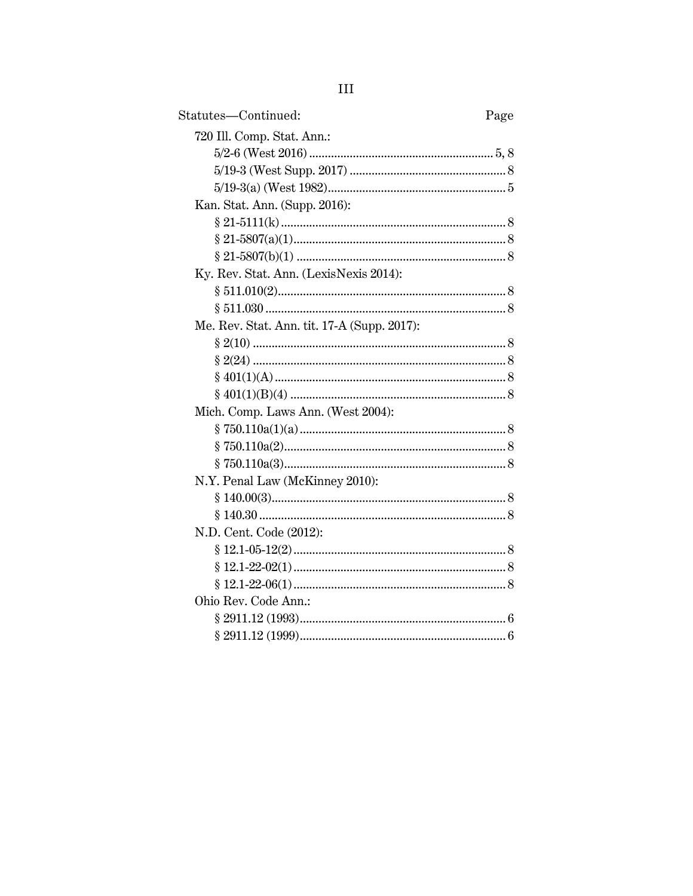Statutes—Continued: Page

720 Ill. Comp. Stat. Ann.:

- 5/2-6 (West 2016) .......... 5, 8
- 5/19-3 (West Supp. 2017) .......... 8
- 5/19-3(a) (West 1982) .......... 5

Kan. Stat. Ann. (Supp. 2016):

- § 21-5111(k) .......... 8
- § 21-5807(a)(1) .......... 8
- § 21-5807(b)(1) .......... 8

Ky. Rev. Stat. Ann. (LexisNexis 2014):

- § 511.010(2) .......... 8
- § 511.030 .......... 8

Me. Rev. Stat. Ann. tit. 17-A (Supp. 2017):

- § 2(10) .......... 8
- § 2(24) .......... 8
- § 401(1)(A) .......... 8
- § 401(1)(B)(4) .......... 8

Mich. Comp. Laws Ann. (West 2004):

- § 750.110a(1)(a) .......... 8
- § 750.110a(2) .......... 8
- § 750.110a(3) .......... 8

N.Y. Penal Law (McKinney 2010):

- § 140.00(3) .......... 8
- § 140.30 .......... 8

N.D. Cent. Code (2012):

- § 12.1-05-12(2) .......... 8
- § 12.1-22-02(1) .......... 8
- § 12.1-22-06(1) .......... 8

Ohio Rev. Code Ann.:

- § 2911.12 (1993) .......... 6
- § 2911.12 (1999) .......... 6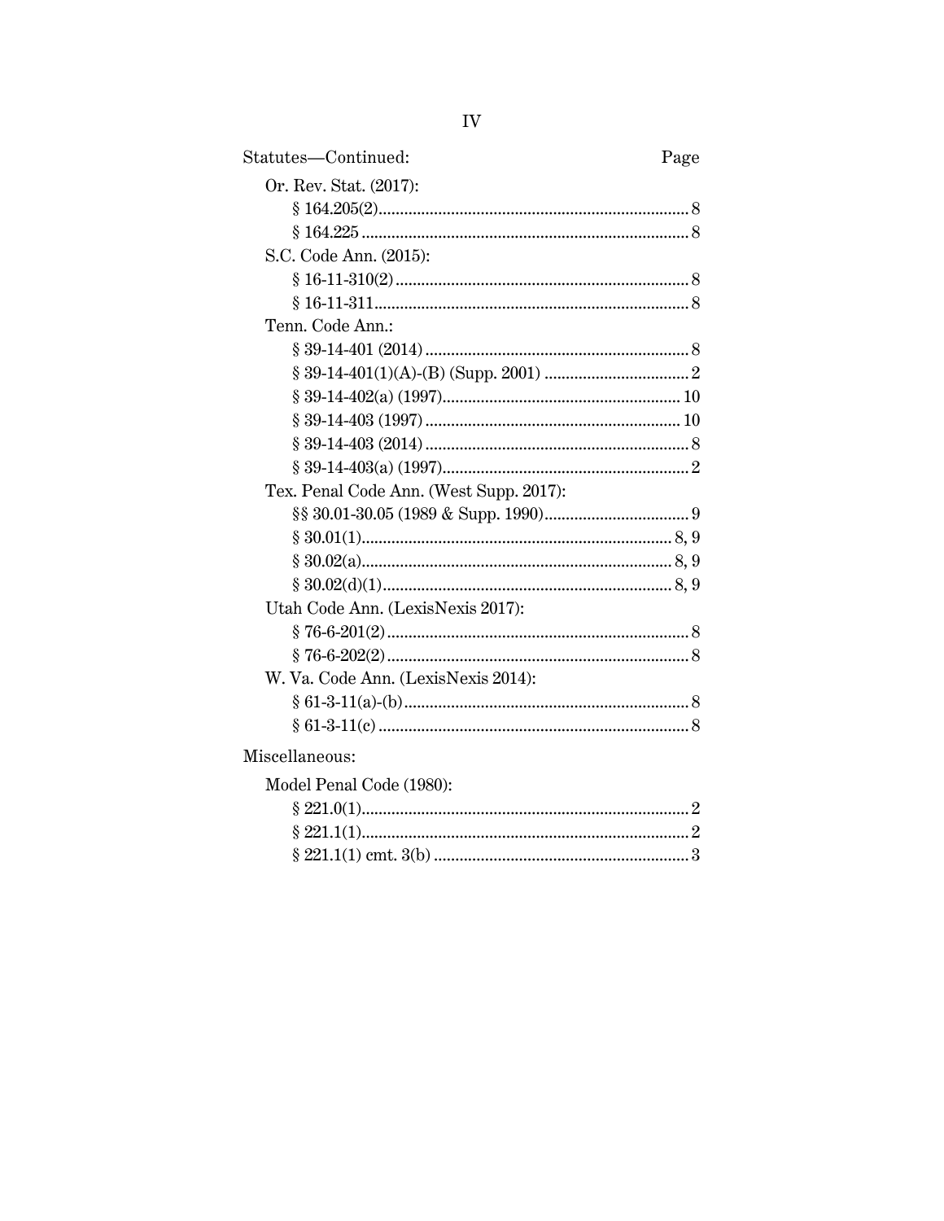Statutes—Continued: Page

Or. Rev. Stat. (2017):

- § 164.205(2) ........................................................................ 8
- § 164.225 ............................................................................ 8

S.C. Code Ann. (2015):

- § 16-11-310(2) .................................................................... 8
- § 16-11-311 ......................................................................... 8

Tenn. Code Ann.:

- § 39-14-401 (2014) ............................................................. 8
- § 39-14-401(1)(A)-(B) (Supp. 2001) .................................. 2
- § 39-14-402(a) (1997) ....................................................... 10
- § 39-14-403 (1997) ........................................................... 10
- § 39-14-403 (2014) ............................................................. 8
- § 39-14-403(a) (1997) ......................................................... 2

Tex. Penal Code Ann. (West Supp. 2017):

- §§ 30.01-30.05 (1989 & Supp. 1990) .................................. 9
- § 30.01(1) ...................................................................... 8, 9
- § 30.02(a) ...................................................................... 8, 9
- § 30.02(d)(1) .................................................................. 8, 9

Utah Code Ann. (LexisNexis 2017):

- § 76-6-201(2) ...................................................................... 8
- § 76-6-202(2) ...................................................................... 8

W. Va. Code Ann. (LexisNexis 2014):

- § 61-3-11(a)-(b) .................................................................. 8
- § 61-3-11(c) ........................................................................ 8

Miscellaneous:

Model Penal Code (1980):

- § 221.0(1) ............................................................................ 2
- § 221.1(1) ............................................................................ 2
- § 221.1(1) cmt. 3(b) ........................................................... 3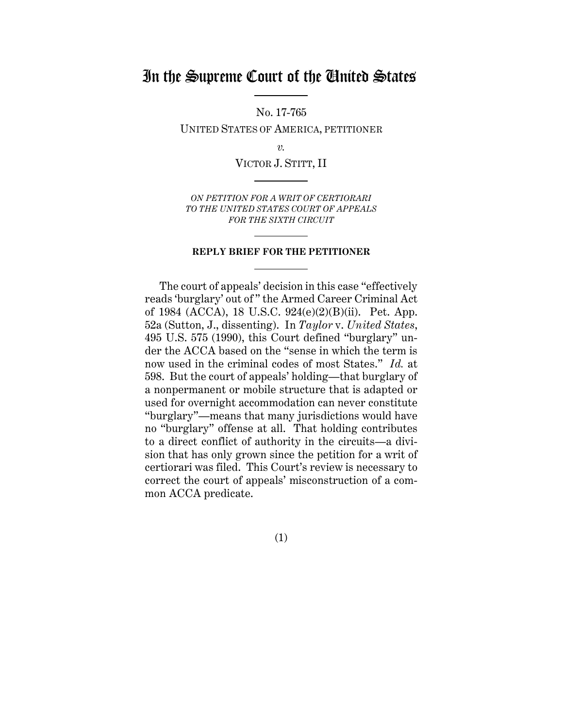# In the Supreme Court of the United States

No. 17-765

UNITED STATES OF AMERICA, PETITIONER

*v.*

VICTOR J. STITT, II

*ON PETITION FOR A WRIT OF CERTIORARI TO THE UNITED STATES COURT OF APPEALS FOR THE SIXTH CIRCUIT*

**REPLY BRIEF FOR THE PETITIONER**

The court of appeals' decision in this case "effectively reads 'burglary' out of" the Armed Career Criminal Act of 1984 (ACCA), 18 U.S.C. 924(e)(2)(B)(ii). Pet. App. 52a (Sutton, J., dissenting). In *Taylor* v. *United States*, 495 U.S. 575 (1990), this Court defined "burglary" under the ACCA based on the "sense in which the term is now used in the criminal codes of most States." *Id.* at 598. But the court of appeals' holding—that burglary of a nonpermanent or mobile structure that is adapted or used for overnight accommodation can never constitute "burglary"—means that many jurisdictions would have no "burglary" offense at all. That holding contributes to a direct conflict of authority in the circuits—a division that has only grown since the petition for a writ of certiorari was filed. This Court's review is necessary to correct the court of appeals' misconstruction of a common ACCA predicate.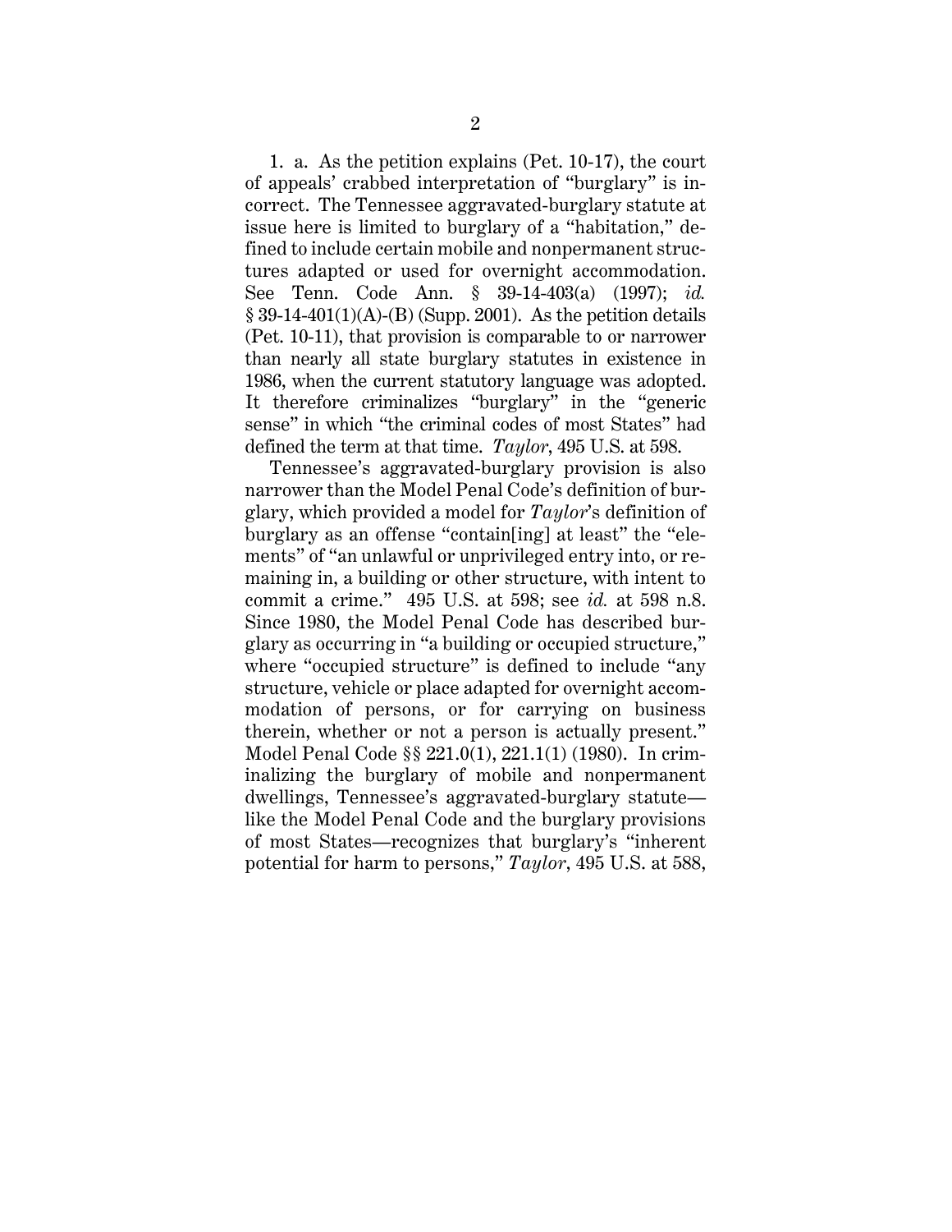1. a. As the petition explains (Pet. 10-17), the court of appeals' crabbed interpretation of "burglary" is incorrect. The Tennessee aggravated-burglary statute at issue here is limited to burglary of a "habitation," defined to include certain mobile and nonpermanent structures adapted or used for overnight accommodation. See Tenn. Code Ann. § 39-14-403(a) (1997); *id.* § 39-14-401(1)(A)-(B) (Supp. 2001). As the petition details (Pet. 10-11), that provision is comparable to or narrower than nearly all state burglary statutes in existence in 1986, when the current statutory language was adopted. It therefore criminalizes "burglary" in the "generic sense" in which "the criminal codes of most States" had defined the term at that time. *Taylor*, 495 U.S. at 598.

Tennessee's aggravated-burglary provision is also narrower than the Model Penal Code's definition of burglary, which provided a model for *Taylor*'s definition of burglary as an offense "contain[ing] at least" the "elements" of "an unlawful or unprivileged entry into, or remaining in, a building or other structure, with intent to commit a crime." 495 U.S. at 598; see *id.* at 598 n.8. Since 1980, the Model Penal Code has described burglary as occurring in "a building or occupied structure," where "occupied structure" is defined to include "any structure, vehicle or place adapted for overnight accommodation of persons, or for carrying on business therein, whether or not a person is actually present." Model Penal Code §§ 221.0(1), 221.1(1) (1980). In criminalizing the burglary of mobile and nonpermanent dwellings, Tennessee's aggravated-burglary statute—like the Model Penal Code and the burglary provisions of most States—recognizes that burglary's "inherent potential for harm to persons," *Taylor*, 495 U.S. at 588,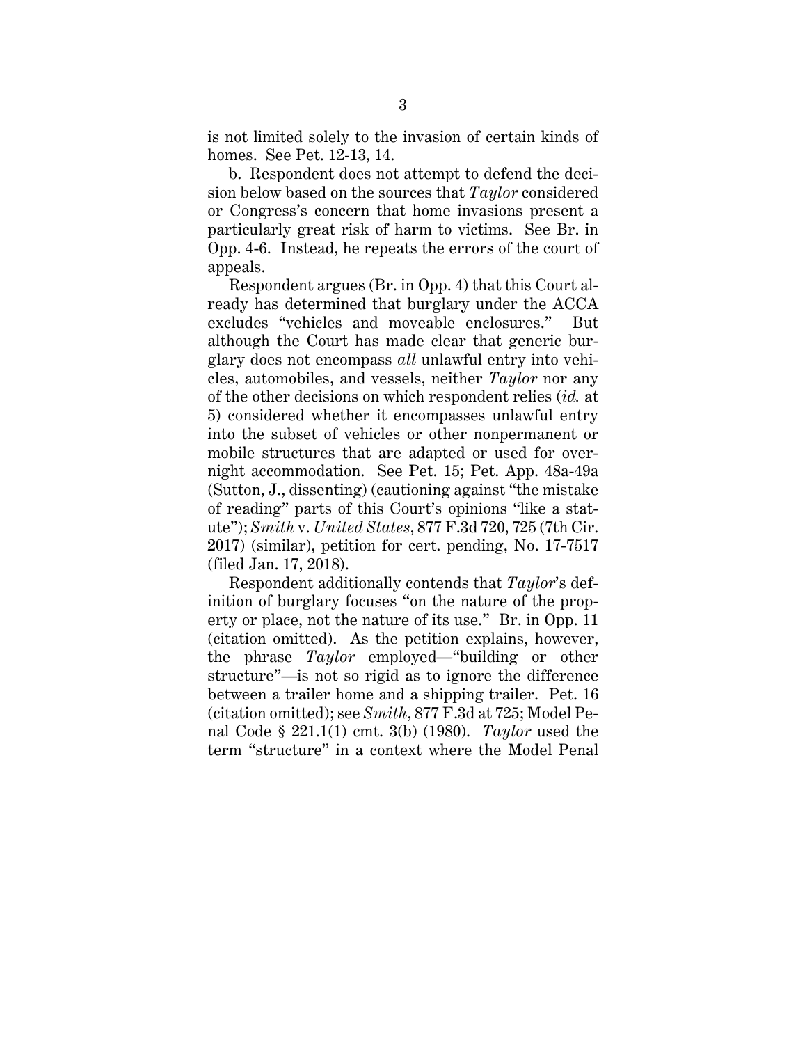is not limited solely to the invasion of certain kinds of homes. See Pet. 12-13, 14.

b. Respondent does not attempt to defend the decision below based on the sources that *Taylor* considered or Congress's concern that home invasions present a particularly great risk of harm to victims. See Br. in Opp. 4-6. Instead, he repeats the errors of the court of appeals.

Respondent argues (Br. in Opp. 4) that this Court already has determined that burglary under the ACCA excludes "vehicles and moveable enclosures." But although the Court has made clear that generic burglary does not encompass *all* unlawful entry into vehicles, automobiles, and vessels, neither *Taylor* nor any of the other decisions on which respondent relies (*id.* at 5) considered whether it encompasses unlawful entry into the subset of vehicles or other nonpermanent or mobile structures that are adapted or used for overnight accommodation. See Pet. 15; Pet. App. 48a-49a (Sutton, J., dissenting) (cautioning against "the mistake of reading" parts of this Court's opinions "like a statute"); *Smith* v. *United States*, 877 F.3d 720, 725 (7th Cir. 2017) (similar), petition for cert. pending, No. 17-7517 (filed Jan. 17, 2018).

Respondent additionally contends that *Taylor*'s definition of burglary focuses "on the nature of the property or place, not the nature of its use." Br. in Opp. 11 (citation omitted). As the petition explains, however, the phrase *Taylor* employed—"building or other structure"—is not so rigid as to ignore the difference between a trailer home and a shipping trailer. Pet. 16 (citation omitted); see *Smith*, 877 F.3d at 725; Model Penal Code § 221.1(1) cmt. 3(b) (1980). *Taylor* used the term "structure" in a context where the Model Penal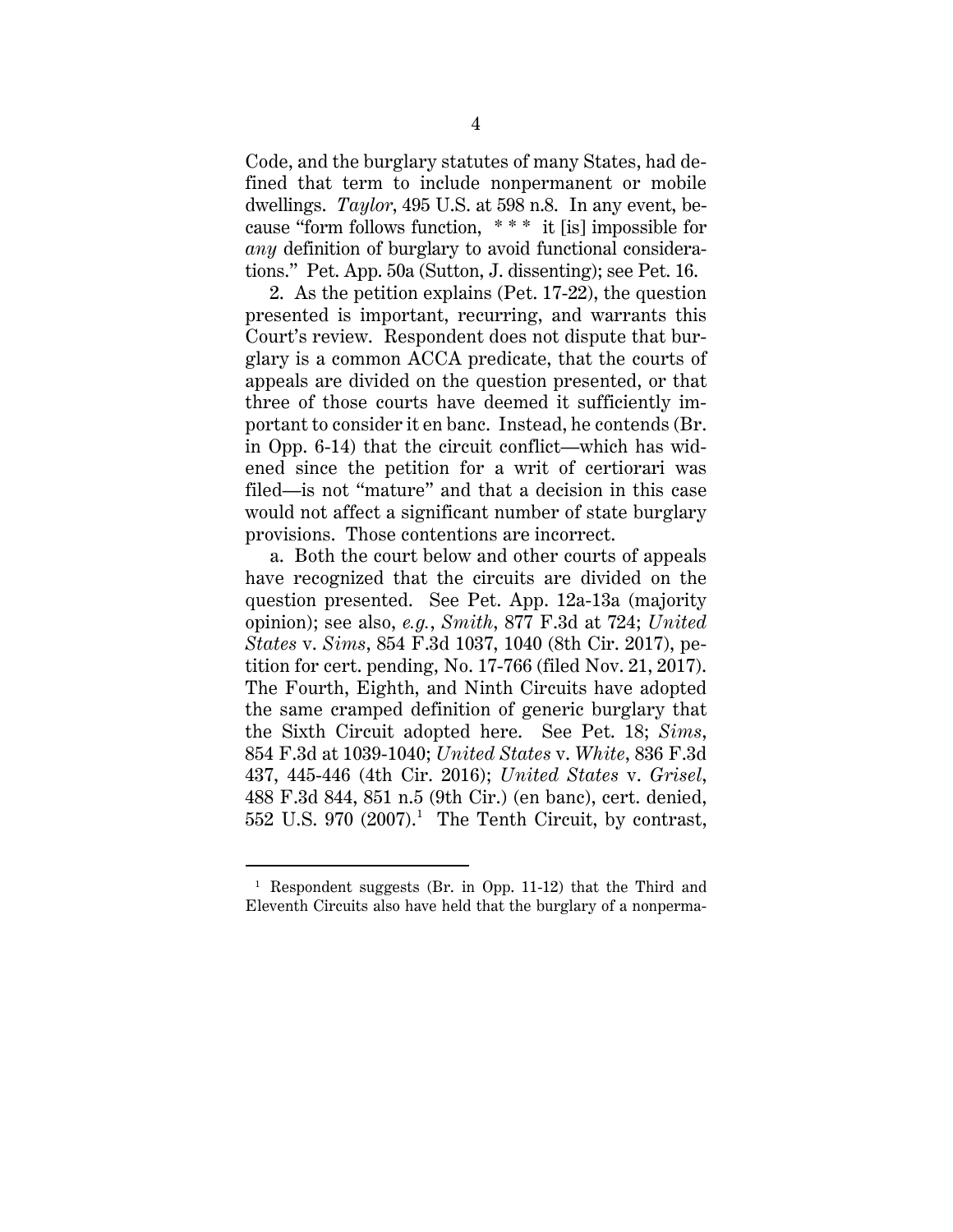Code, and the burglary statutes of many States, had defined that term to include nonpermanent or mobile dwellings. *Taylor*, 495 U.S. at 598 n.8. In any event, because "form follows function, * * * it [is] impossible for *any* definition of burglary to avoid functional considerations." Pet. App. 50a (Sutton, J. dissenting); see Pet. 16.

2. As the petition explains (Pet. 17-22), the question presented is important, recurring, and warrants this Court's review. Respondent does not dispute that burglary is a common ACCA predicate, that the courts of appeals are divided on the question presented, or that three of those courts have deemed it sufficiently important to consider it en banc. Instead, he contends (Br. in Opp. 6-14) that the circuit conflict—which has widened since the petition for a writ of certiorari was filed—is not "mature" and that a decision in this case would not affect a significant number of state burglary provisions. Those contentions are incorrect.

a. Both the court below and other courts of appeals have recognized that the circuits are divided on the question presented. See Pet. App. 12a-13a (majority opinion); see also, *e.g.*, *Smith*, 877 F.3d at 724; *United States* v. *Sims*, 854 F.3d 1037, 1040 (8th Cir. 2017), petition for cert. pending, No. 17-766 (filed Nov. 21, 2017). The Fourth, Eighth, and Ninth Circuits have adopted the same cramped definition of generic burglary that the Sixth Circuit adopted here. See Pet. 18; *Sims*, 854 F.3d at 1039-1040; *United States* v. *White*, 836 F.3d 437, 445-446 (4th Cir. 2016); *United States* v. *Grisel*, 488 F.3d 844, 851 n.5 (9th Cir.) (en banc), cert. denied, 552 U.S. 970 (2007).[1] The Tenth Circuit, by contrast,

[1] Respondent suggests (Br. in Opp. 11-12) that the Third and Eleventh Circuits also have held that the burglary of a nonperma-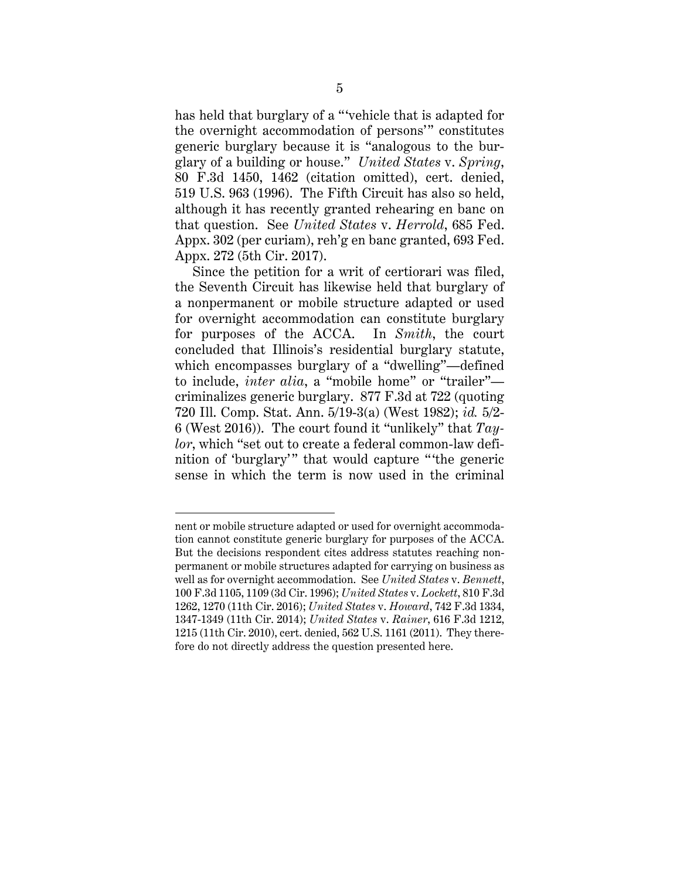has held that burglary of a "'vehicle that is adapted for the overnight accommodation of persons'" constitutes generic burglary because it is "analogous to the burglary of a building or house." *United States* v. *Spring*, 80 F.3d 1450, 1462 (citation omitted), cert. denied, 519 U.S. 963 (1996). The Fifth Circuit has also so held, although it has recently granted rehearing en banc on that question. See *United States* v. *Herrold*, 685 Fed. Appx. 302 (per curiam), reh'g en banc granted, 693 Fed. Appx. 272 (5th Cir. 2017).

Since the petition for a writ of certiorari was filed, the Seventh Circuit has likewise held that burglary of a nonpermanent or mobile structure adapted or used for overnight accommodation can constitute burglary for purposes of the ACCA. In *Smith*, the court concluded that Illinois's residential burglary statute, which encompasses burglary of a "dwelling"—defined to include, *inter alia*, a "mobile home" or "trailer"—criminalizes generic burglary. 877 F.3d at 722 (quoting 720 Ill. Comp. Stat. Ann. 5/19-3(a) (West 1982); *id.* 5/2-6 (West 2016)). The court found it "unlikely" that *Taylor*, which "set out to create a federal common-law definition of 'burglary'" that would capture "'the generic sense in which the term is now used in the criminal

---

nent or mobile structure adapted or used for overnight accommodation cannot constitute generic burglary for purposes of the ACCA. But the decisions respondent cites address statutes reaching nonpermanent or mobile structures adapted for carrying on business as well as for overnight accommodation. See *United States* v. *Bennett*, 100 F.3d 1105, 1109 (3d Cir. 1996); *United States* v. *Lockett*, 810 F.3d 1262, 1270 (11th Cir. 2016); *United States* v. *Howard*, 742 F.3d 1334, 1347-1349 (11th Cir. 2014); *United States* v. *Rainer*, 616 F.3d 1212, 1215 (11th Cir. 2010), cert. denied, 562 U.S. 1161 (2011). They therefore do not directly address the question presented here.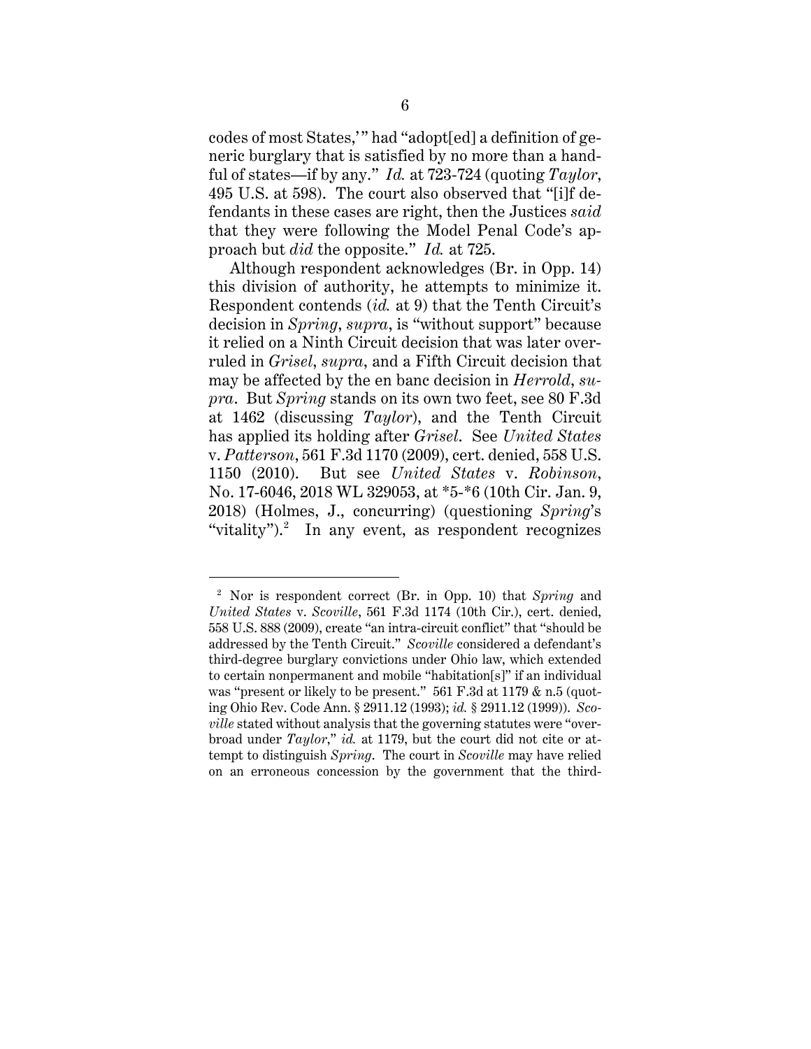codes of most States,'" had "adopt[ed] a definition of generic burglary that is satisfied by no more than a handful of states—if by any." *Id.* at 723-724 (quoting *Taylor*, 495 U.S. at 598). The court also observed that "[i]f defendants in these cases are right, then the Justices *said* that they were following the Model Penal Code's approach but *did* the opposite." *Id.* at 725.

Although respondent acknowledges (Br. in Opp. 14) this division of authority, he attempts to minimize it. Respondent contends (*id.* at 9) that the Tenth Circuit's decision in *Spring*, *supra*, is "without support" because it relied on a Ninth Circuit decision that was later overruled in *Grisel*, *supra*, and a Fifth Circuit decision that may be affected by the en banc decision in *Herrold*, *supra*. But *Spring* stands on its own two feet, see 80 F.3d at 1462 (discussing *Taylor*), and the Tenth Circuit has applied its holding after *Grisel*. See *United States* v. *Patterson*, 561 F.3d 1170 (2009), cert. denied, 558 U.S. 1150 (2010). But see *United States* v. *Robinson*, No. 17-6046, 2018 WL 329053, at *5-*6 (10th Cir. Jan. 9, 2018) (Holmes, J., concurring) (questioning *Spring*'s "vitality").[2] In any event, as respondent recognizes

[2] Nor is respondent correct (Br. in Opp. 10) that *Spring* and *United States* v. *Scoville*, 561 F.3d 1174 (10th Cir.), cert. denied, 558 U.S. 888 (2009), create "an intra-circuit conflict" that "should be addressed by the Tenth Circuit." *Scoville* considered a defendant's third-degree burglary convictions under Ohio law, which extended to certain nonpermanent and mobile "habitation[s]" if an individual was "present or likely to be present." 561 F.3d at 1179 & n.5 (quoting Ohio Rev. Code Ann. § 2911.12 (1993); *id.* § 2911.12 (1999)). *Scoville* stated without analysis that the governing statutes were "overbroad under *Taylor*," *id.* at 1179, but the court did not cite or attempt to distinguish *Spring*. The court in *Scoville* may have relied on an erroneous concession by the government that the third-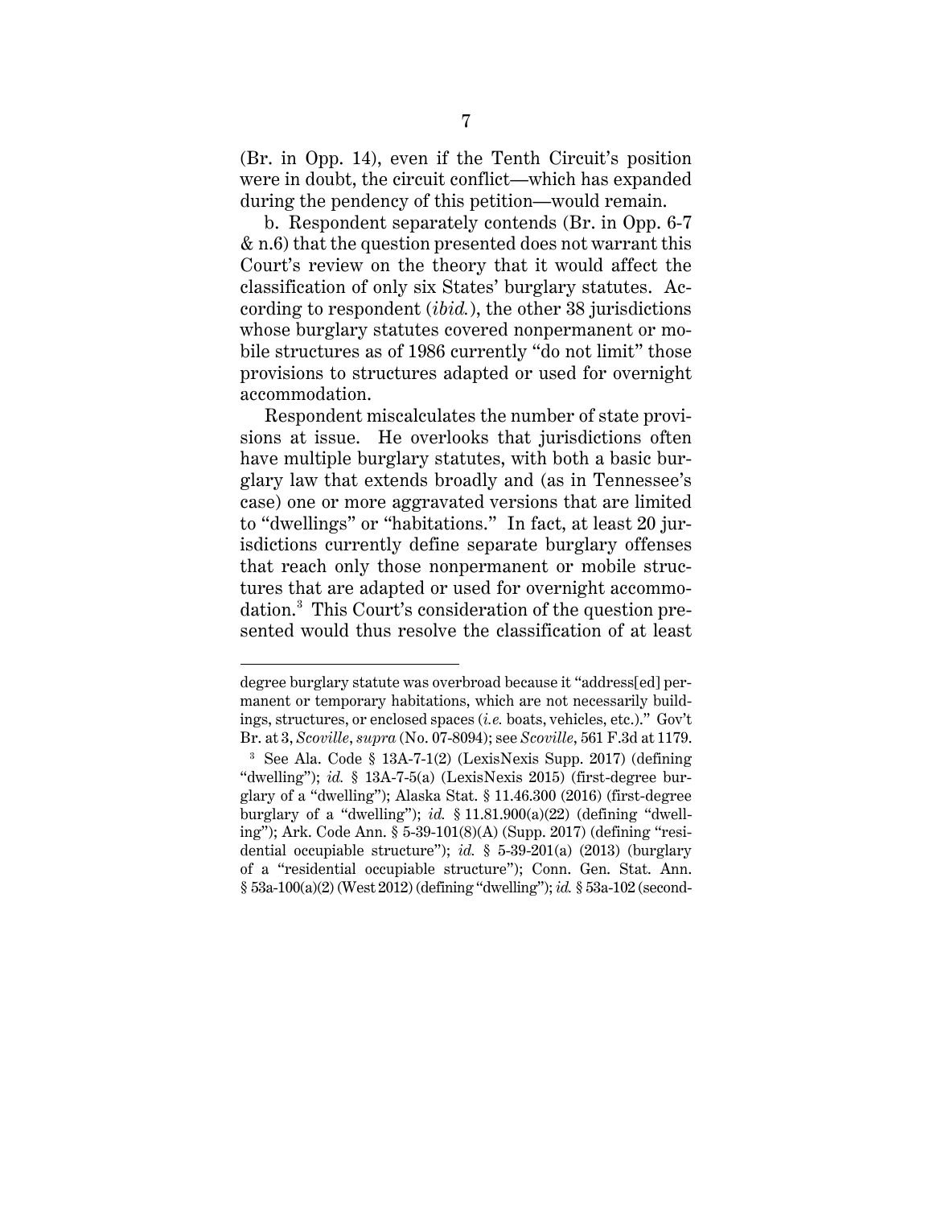(Br. in Opp. 14), even if the Tenth Circuit's position were in doubt, the circuit conflict—which has expanded during the pendency of this petition—would remain.

b. Respondent separately contends (Br. in Opp. 6-7 & n.6) that the question presented does not warrant this Court's review on the theory that it would affect the classification of only six States' burglary statutes. According to respondent (*ibid.*), the other 38 jurisdictions whose burglary statutes covered nonpermanent or mobile structures as of 1986 currently "do not limit" those provisions to structures adapted or used for overnight accommodation.

Respondent miscalculates the number of state provisions at issue. He overlooks that jurisdictions often have multiple burglary statutes, with both a basic burglary law that extends broadly and (as in Tennessee's case) one or more aggravated versions that are limited to "dwellings" or "habitations." In fact, at least 20 jurisdictions currently define separate burglary offenses that reach only those nonpermanent or mobile structures that are adapted or used for overnight accommodation.[3] This Court's consideration of the question presented would thus resolve the classification of at least

---

degree burglary statute was overbroad because it "address[ed] permanent or temporary habitations, which are not necessarily buildings, structures, or enclosed spaces (*i.e.* boats, vehicles, etc.)." Gov't Br. at 3, *Scoville*, *supra* (No. 07-8094); see *Scoville*, 561 F.3d at 1179.

[3] See Ala. Code § 13A-7-1(2) (LexisNexis Supp. 2017) (defining "dwelling"); *id.* § 13A-7-5(a) (LexisNexis 2015) (first-degree burglary of a "dwelling"); Alaska Stat. § 11.46.300 (2016) (first-degree burglary of a "dwelling"); *id.* § 11.81.900(a)(22) (defining "dwelling"); Ark. Code Ann. § 5-39-101(8)(A) (Supp. 2017) (defining "residential occupiable structure"); *id.* § 5-39-201(a) (2013) (burglary of a "residential occupiable structure"); Conn. Gen. Stat. Ann. § 53a-100(a)(2) (West 2012) (defining "dwelling"); *id.* § 53a-102 (second-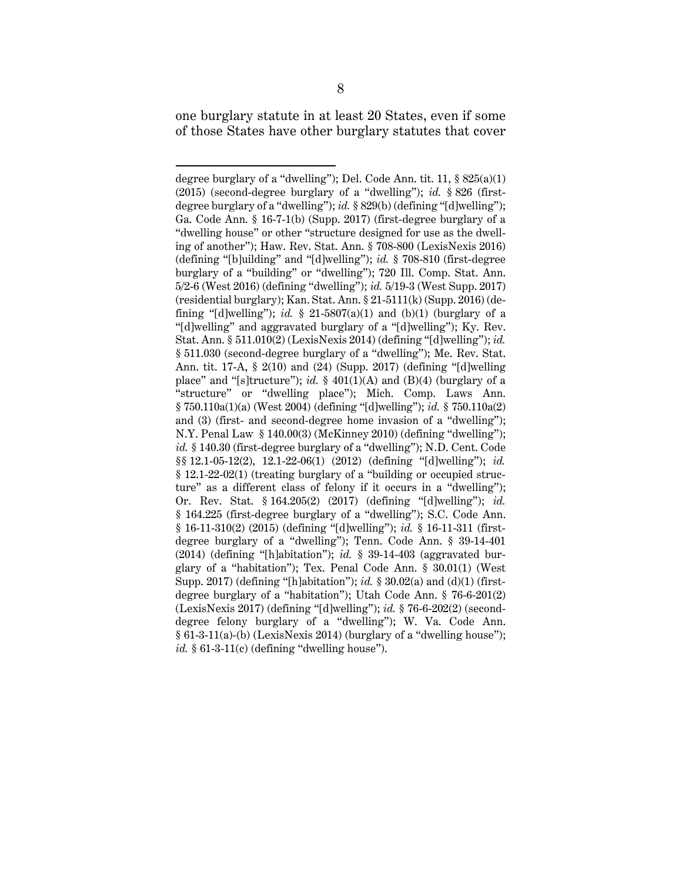one burglary statute in at least 20 States, even if some of those States have other burglary statutes that cover

---

degree burglary of a "dwelling"); Del. Code Ann. tit. 11, § 825(a)(1) (2015) (second-degree burglary of a "dwelling"); *id.* § 826 (first-degree burglary of a "dwelling"); *id.* § 829(b) (defining "[d]welling"); Ga. Code Ann. § 16-7-1(b) (Supp. 2017) (first-degree burglary of a "dwelling house" or other "structure designed for use as the dwelling of another"); Haw. Rev. Stat. Ann. § 708-800 (LexisNexis 2016) (defining "[b]uilding" and "[d]welling"); *id.* § 708-810 (first-degree burglary of a "building" or "dwelling"); 720 Ill. Comp. Stat. Ann. 5/2-6 (West 2016) (defining "dwelling"); *id.* 5/19-3 (West Supp. 2017) (residential burglary); Kan. Stat. Ann. § 21-5111(k) (Supp. 2016) (defining "[d]welling"); *id.* § 21-5807(a)(1) and (b)(1) (burglary of a "[d]welling" and aggravated burglary of a "[d]welling"); Ky. Rev. Stat. Ann. § 511.010(2) (LexisNexis 2014) (defining "[d]welling"); *id.* § 511.030 (second-degree burglary of a "dwelling"); Me. Rev. Stat. Ann. tit. 17-A, § 2(10) and (24) (Supp. 2017) (defining "[d]welling place" and "[s]tructure"); *id.* § 401(1)(A) and (B)(4) (burglary of a "structure" or "dwelling place"); Mich. Comp. Laws Ann. § 750.110a(1)(a) (West 2004) (defining "[d]welling"); *id.* § 750.110a(2) and (3) (first- and second-degree home invasion of a "dwelling"); N.Y. Penal Law § 140.00(3) (McKinney 2010) (defining "dwelling"); *id.* § 140.30 (first-degree burglary of a "dwelling"); N.D. Cent. Code §§ 12.1-05-12(2), 12.1-22-06(1) (2012) (defining "[d]welling"); *id.* § 12.1-22-02(1) (treating burglary of a "building or occupied structure" as a different class of felony if it occurs in a "dwelling"); Or. Rev. Stat. § 164.205(2) (2017) (defining "[d]welling"); *id.* § 164.225 (first-degree burglary of a "dwelling"); S.C. Code Ann. § 16-11-310(2) (2015) (defining "[d]welling"); *id.* § 16-11-311 (first-degree burglary of a "dwelling"); Tenn. Code Ann. § 39-14-401 (2014) (defining "[h]abitation"); *id.* § 39-14-403 (aggravated burglary of a "habitation"); Tex. Penal Code Ann. § 30.01(1) (West Supp. 2017) (defining "[h]abitation"); *id.* § 30.02(a) and (d)(1) (first-degree burglary of a "habitation"); Utah Code Ann. § 76-6-201(2) (LexisNexis 2017) (defining "[d]welling"); *id.* § 76-6-202(2) (second-degree felony burglary of a "dwelling"); W. Va. Code Ann. § 61-3-11(a)-(b) (LexisNexis 2014) (burglary of a "dwelling house"); *id.* § 61-3-11(c) (defining "dwelling house").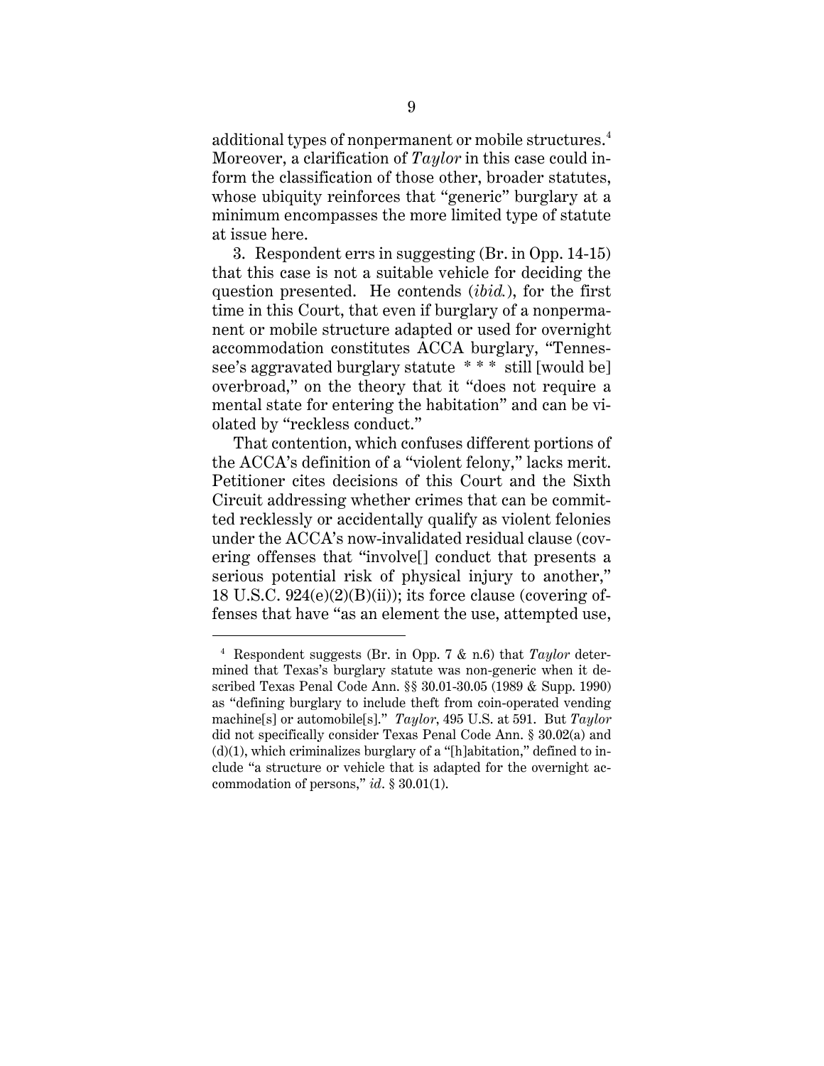additional types of nonpermanent or mobile structures.[4] Moreover, a clarification of *Taylor* in this case could inform the classification of those other, broader statutes, whose ubiquity reinforces that "generic" burglary at a minimum encompasses the more limited type of statute at issue here.

3. Respondent errs in suggesting (Br. in Opp. 14-15) that this case is not a suitable vehicle for deciding the question presented. He contends (*ibid.*), for the first time in this Court, that even if burglary of a nonpermanent or mobile structure adapted or used for overnight accommodation constitutes ACCA burglary, "Tennessee's aggravated burglary statute * * * still [would be] overbroad," on the theory that it "does not require a mental state for entering the habitation" and can be violated by "reckless conduct."

That contention, which confuses different portions of the ACCA's definition of a "violent felony," lacks merit. Petitioner cites decisions of this Court and the Sixth Circuit addressing whether crimes that can be committed recklessly or accidentally qualify as violent felonies under the ACCA's now-invalidated residual clause (covering offenses that "involve[] conduct that presents a serious potential risk of physical injury to another," 18 U.S.C. 924(e)(2)(B)(ii)); its force clause (covering offenses that have "as an element the use, attempted use,

---

[4] Respondent suggests (Br. in Opp. 7 & n.6) that *Taylor* determined that Texas's burglary statute was non-generic when it described Texas Penal Code Ann. §§ 30.01-30.05 (1989 & Supp. 1990) as "defining burglary to include theft from coin-operated vending machine[s] or automobile[s]." *Taylor*, 495 U.S. at 591. But *Taylor* did not specifically consider Texas Penal Code Ann. § 30.02(a) and (d)(1), which criminalizes burglary of a "[h]abitation," defined to include "a structure or vehicle that is adapted for the overnight accommodation of persons," *id*. § 30.01(1).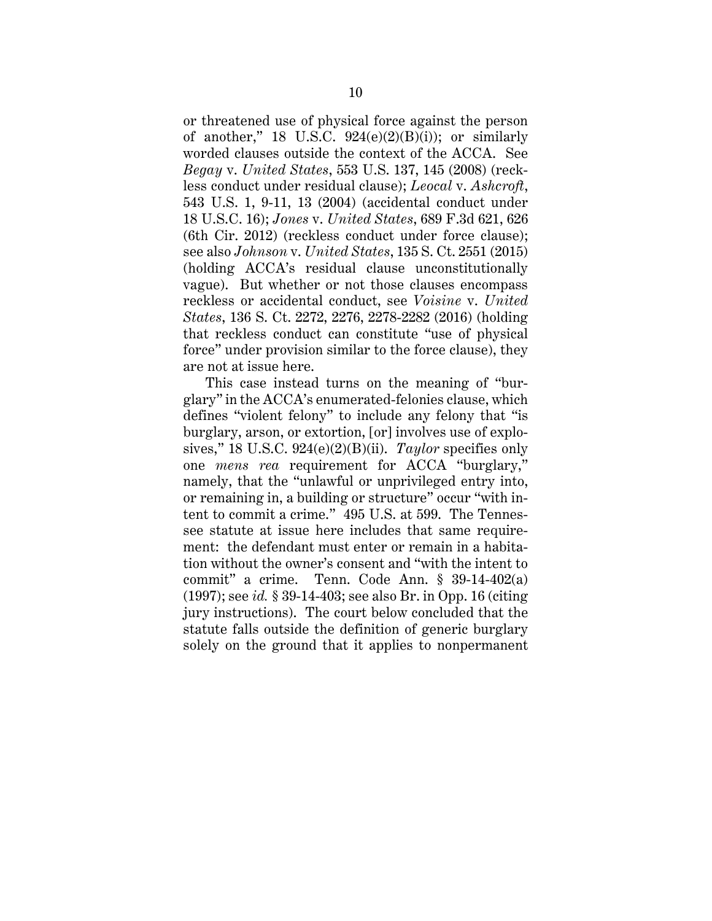or threatened use of physical force against the person of another," 18 U.S.C. 924(e)(2)(B)(i)); or similarly worded clauses outside the context of the ACCA. See *Begay* v. *United States*, 553 U.S. 137, 145 (2008) (reckless conduct under residual clause); *Leocal* v. *Ashcroft*, 543 U.S. 1, 9-11, 13 (2004) (accidental conduct under 18 U.S.C. 16); *Jones* v. *United States*, 689 F.3d 621, 626 (6th Cir. 2012) (reckless conduct under force clause); see also *Johnson* v. *United States*, 135 S. Ct. 2551 (2015) (holding ACCA's residual clause unconstitutionally vague). But whether or not those clauses encompass reckless or accidental conduct, see *Voisine* v. *United States*, 136 S. Ct. 2272, 2276, 2278-2282 (2016) (holding that reckless conduct can constitute "use of physical force" under provision similar to the force clause), they are not at issue here.

This case instead turns on the meaning of "burglary" in the ACCA's enumerated-felonies clause, which defines "violent felony" to include any felony that "is burglary, arson, or extortion, [or] involves use of explosives," 18 U.S.C. 924(e)(2)(B)(ii). *Taylor* specifies only one *mens rea* requirement for ACCA "burglary," namely, that the "unlawful or unprivileged entry into, or remaining in, a building or structure" occur "with intent to commit a crime." 495 U.S. at 599. The Tennessee statute at issue here includes that same requirement: the defendant must enter or remain in a habitation without the owner's consent and "with the intent to commit" a crime. Tenn. Code Ann. § 39-14-402(a) (1997); see *id.* § 39-14-403; see also Br. in Opp. 16 (citing jury instructions). The court below concluded that the statute falls outside the definition of generic burglary solely on the ground that it applies to nonpermanent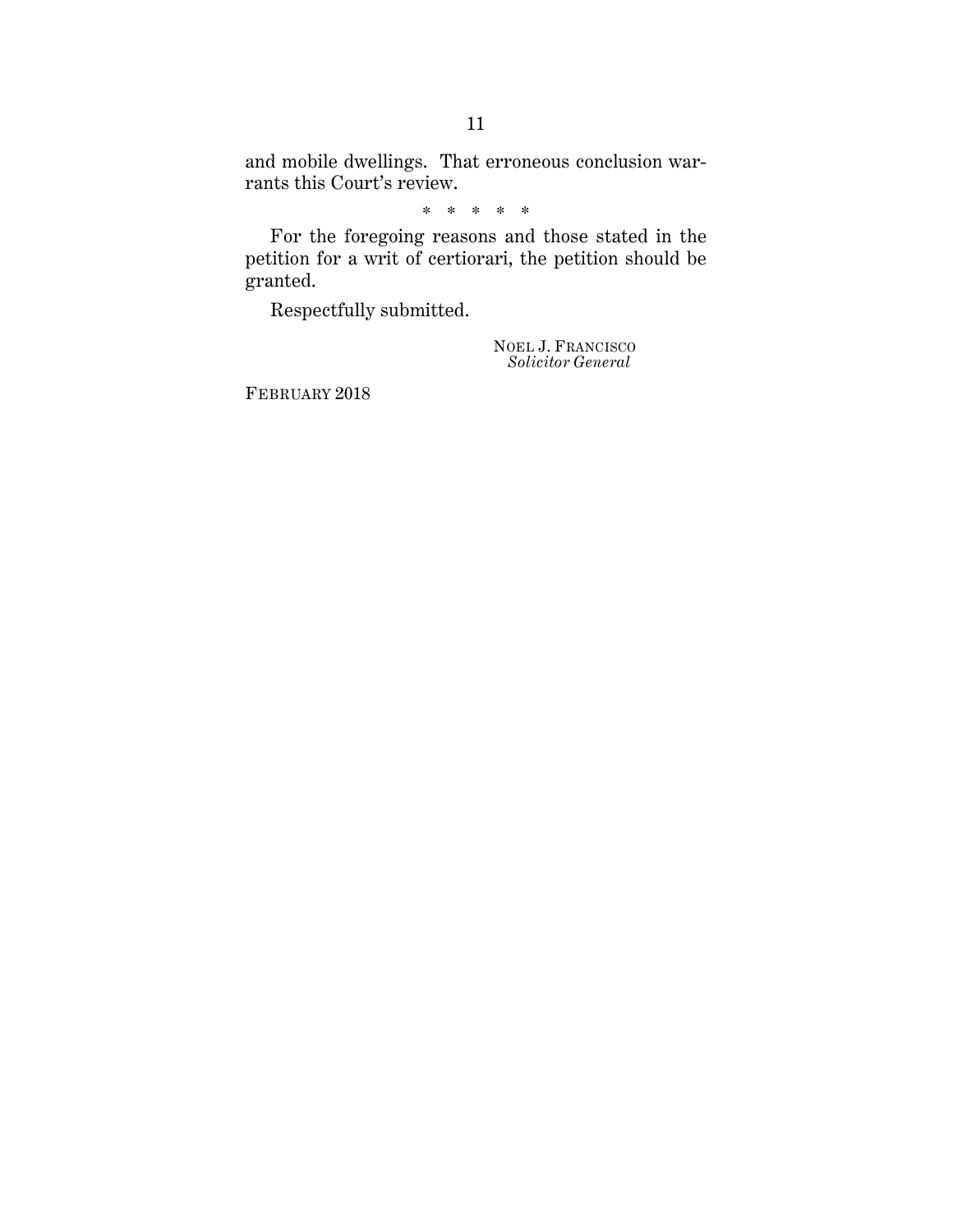and mobile dwellings. That erroneous conclusion warrants this Court's review.

\* \* \* \* \*

For the foregoing reasons and those stated in the petition for a writ of certiorari, the petition should be granted.

Respectfully submitted.

NOEL J. FRANCISCO
*Solicitor General*

FEBRUARY 2018